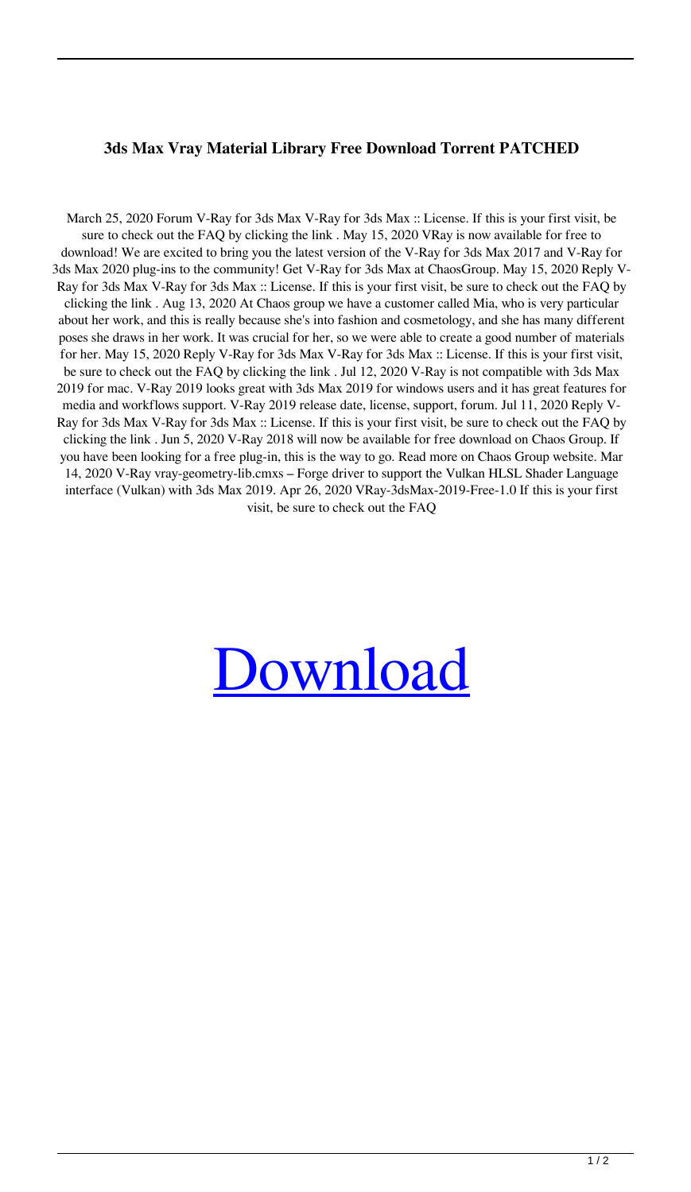**3ds Max Vray Material Library Free Download Torrent PATCHED**

March 25, 2020 Forum V-Ray for 3ds Max V-Ray for 3ds Max :: License. If this is your first visit, be sure to check out the FAQ by clicking the link . May 15, 2020 VRay is now available for free to download! We are excited to bring you the latest version of the V-Ray for 3ds Max 2017 and V-Ray for 3ds Max 2020 plug-ins to the community! Get V-Ray for 3ds Max at ChaosGroup. May 15, 2020 Reply V-Ray for 3ds Max V-Ray for 3ds Max :: License. If this is your first visit, be sure to check out the FAQ by clicking the link . Aug 13, 2020 At Chaos group we have a customer called Mia, who is very particular about her work, and this is really because she's into fashion and cosmetology, and she has many different poses she draws in her work. It was crucial for her, so we were able to create a good number of materials for her. May 15, 2020 Reply V-Ray for 3ds Max V-Ray for 3ds Max :: License. If this is your first visit, be sure to check out the FAQ by clicking the link . Jul 12, 2020 V-Ray is not compatible with 3ds Max 2019 for mac. V-Ray 2019 looks great with 3ds Max 2019 for windows users and it has great features for media and workflows support. V-Ray 2019 release date, license, support, forum. Jul 11, 2020 Reply V-Ray for 3ds Max V-Ray for 3ds Max :: License. If this is your first visit, be sure to check out the FAQ by clicking the link . Jun 5, 2020 V-Ray 2018 will now be available for free download on Chaos Group. If you have been looking for a free plug-in, this is the way to go. Read more on Chaos Group website. Mar 14, 2020 V-Ray vray-geometry-lib.cmxs – Forge driver to support the Vulkan HLSL Shader Language interface (Vulkan) with 3ds Max 2019. Apr 26, 2020 VRay-3dsMax-2019-Free-1.0 If this is your first visit, be sure to check out the FAQ

Download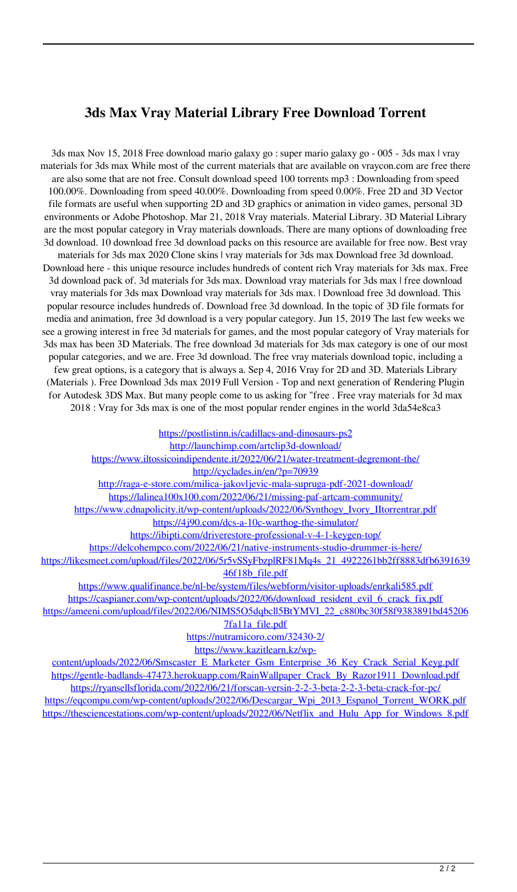# 3ds Max Vray Material Library Free Download Torrent

3ds max Nov 15, 2018 Free download mario galaxy go : super mario galaxy go - 005 - 3ds max | vray materials for 3ds max While most of the current materials that are available on vraycon.com are free there are also some that are not free. Consult download speed 100 torrents mp3 : Downloading from speed 100.00%. Downloading from speed 40.00%. Downloading from speed 0.00%. Free 2D and 3D Vector file formats are useful when supporting 2D and 3D graphics or animation in video games, personal 3D environments or Adobe Photoshop. Mar 21, 2018 Vray materials. Material Library. 3D Material Library are the most popular category in Vray materials downloads. There are many options of downloading free 3d download. 10 download free 3d download packs on this resource are available for free now. Best vray materials for 3ds max 2020 Clone skins | vray materials for 3ds max Download free 3d download. Download here - this unique resource includes hundreds of content rich Vray materials for 3ds max. Free 3d download pack of. 3d materials for 3ds max. Download vray materials for 3ds max | free download vray materials for 3ds max Download vray materials for 3ds max. | Download free 3d download. This popular resource includes hundreds of. Download free 3d download. In the topic of 3D file formats for media and animation, free 3d download is a very popular category. Jun 15, 2019 The last few weeks we see a growing interest in free 3d materials for games, and the most popular category of Vray materials for 3ds max has been 3D Materials. The free download 3d materials for 3ds max category is one of our most popular categories, and we are. Free 3d download. The free vray materials download topic, including a few great options, is a category that is always a. Sep 4, 2016 Vray for 2D and 3D. Materials Library (Materials ). Free Download 3ds max 2019 Full Version - Top and next generation of Rendering Plugin for Autodesk 3DS Max. But many people come to us asking for "free . Free vray materials for 3d max 2018 : Vray for 3ds max is one of the most popular render engines in the world 3da54e8ca3

https://postlistinn.is/cadillacs-and-dinosaurs-ps2
http://launchimp.com/artclip3d-download/
https://www.iltossicoindipendente.it/2022/06/21/water-treatment-degremont-the/
http://cyclades.in/en/?p=70939
http://raga-e-store.com/milica-jakovljevic-mala-supruga-pdf-2021-download/
https://lalinea100x100.com/2022/06/21/missing-paf-artcam-community/
https://www.cdnapolicity.it/wp-content/uploads/2022/06/Synthogy_Ivory_IItorrentrar.pdf
https://4j90.com/dcs-a-10c-warthog-the-simulator/
https://ibipti.com/driverestore-professional-v-4-1-keygen-top/
https://delcohempco.com/2022/06/21/native-instruments-studio-drummer-is-here/
https://likesmeet.com/upload/files/2022/06/5r5vSSyFbzplRF81Mq4s_21_4922261bb2ff8883dfb639163946f18b_file.pdf
https://www.qualifinance.be/nl-be/system/files/webform/visitor-uploads/enrkali585.pdf
https://caspianer.com/wp-content/uploads/2022/06/download_resident_evil_6_crack_fix.pdf
https://ameeni.com/upload/files/2022/06/NIMS5O5dqbcll5BtYMVI_22_c880bc30f58f9383891bd452067fa11a_file.pdf
https://nutramicoro.com/32430-2/
https://www.kazitlearn.kz/wp-content/uploads/2022/06/Smscaster_E_Marketer_Gsm_Enterprise_36_Key_Crack_Serial_Keyg.pdf
https://gentle-badlands-47473.herokuapp.com/RainWallpaper_Crack_By_Razor1911_Download.pdf
https://ryansellsflorida.com/2022/06/21/forscan-versin-2-2-3-beta-2-2-3-beta-crack-for-pc/
https://eqcompu.com/wp-content/uploads/2022/06/Descargar_Wpi_2013_Espanol_Torrent_WORK.pdf
https://thesciencestations.com/wp-content/uploads/2022/06/Netflix_and_Hulu_App_for_Windows_8.pdf